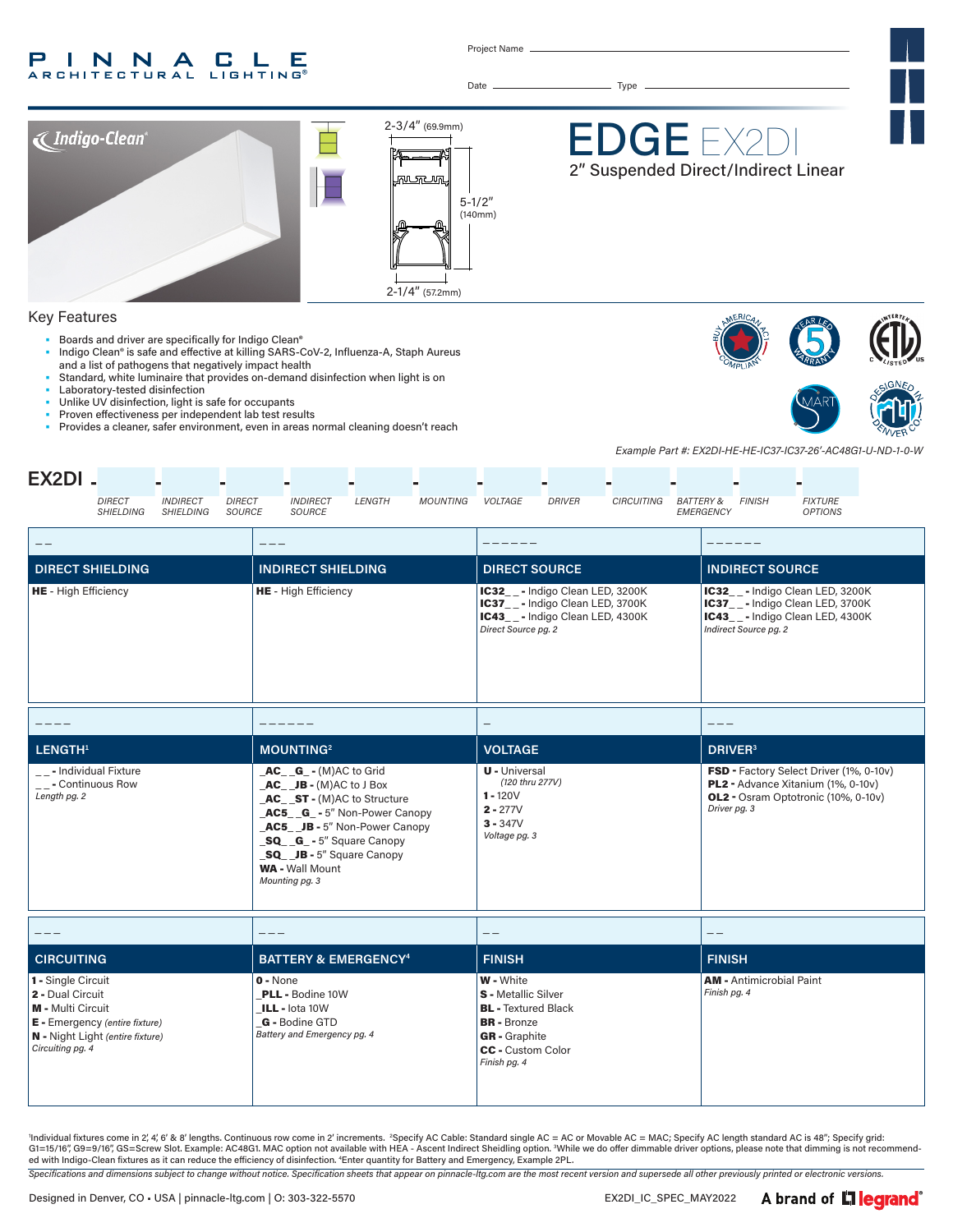PINNACLE ARCHITECTURAL LIGHTING®

Project Name

Date                     Type

Indigo-Clean®

2-3/4" (69.9mm)

5-1/2" (140mm)

2-1/4" (57.2mm)

# EDGE EX2DI

## 2" Suspended Direct/Indirect Linear

## Key Features

- Boards and driver are specifically for Indigo Clean®
- Indigo Clean® is safe and effective at killing SARS-CoV-2, Influenza-A, Staph Aureus and a list of pathogens that negatively impact health
- Standard, white luminaire that provides on-demand disinfection when light is on
- Laboratory-tested disinfection
- Unlike UV disinfection, light is safe for occupants
- Proven effectiveness per independent lab test results
- Provides a cleaner, safer environment, even in areas normal cleaning doesn't reach

*Example Part #: EX2DI-HE-HE-IC37-IC37-26'-AC48G1-U-ND-1-0-W*

**EX2DI** - DIRECT SHIELDING - INDIRECT SHIELDING - DIRECT SOURCE - INDIRECT SOURCE - LENGTH - MOUNTING - VOLTAGE - DRIVER - CIRCUITING - BATTERY & EMERGENCY - FINISH - FIXTURE OPTIONS

| _ _ DIRECT SHIELDING | _ _ _ INDIRECT SHIELDING | _ _ _ _ _ _ DIRECT SOURCE | _ _ _ _ _ _ INDIRECT SOURCE |
|---|---|---|---|
| **HE** - High Efficiency | **HE** - High Efficiency | **IC32_ _** - Indigo Clean LED, 3200K<br>**IC37_ _** - Indigo Clean LED, 3700K<br>**IC43_ _** - Indigo Clean LED, 4300K<br>*Direct Source pg. 2* | **IC32_ _** - Indigo Clean LED, 3200K<br>**IC37_ _** - Indigo Clean LED, 3700K<br>**IC43_ _** - Indigo Clean LED, 4300K<br>*Indirect Source pg. 2* |

| _ _ _ _ LENGTH[1] | _ _ _ _ _ _ MOUNTING[2] | _ VOLTAGE | _ _ _ DRIVER[3] |
|---|---|---|---|
| _ _ - Individual Fixture<br>_ _ - Continuous Row<br>*Length pg. 2* | **_AC_ _G_** - (M)AC to Grid<br>**_AC_ _JB** - (M)AC to J Box<br>**_AC_ _ST** - (M)AC to Structure<br>**_AC5_ _G_** - 5" Non-Power Canopy<br>**_AC5_ _JB** - 5" Non-Power Canopy<br>**_SQ_ _G_** - 5" Square Canopy<br>**_SQ_ _JB** - 5" Square Canopy<br>**WA** - Wall Mount<br>*Mounting pg. 3* | **U** - Universal *(120 thru 277V)*<br>**1** - 120V<br>**2** - 277V<br>**3** - 347V<br>*Voltage pg. 3* | **FSD** - Factory Select Driver (1%, 0-10v)<br>**PL2** - Advance Xitanium (1%, 0-10v)<br>**OL2** - Osram Optotronic (10%, 0-10v)<br>*Driver pg. 3* |

| _ _ _ CIRCUITING | _ _ _ BATTERY & EMERGENCY[4] | _ _ FINISH | _ _ FINISH |
|---|---|---|---|
| **1** - Single Circuit<br>**2** - Dual Circuit<br>**M** - Multi Circuit<br>**E** - Emergency *(entire fixture)*<br>**N** - Night Light *(entire fixture)*<br>*Circuiting pg. 4* | **0** - None<br>**_PLL** - Bodine 10W<br>**_ILL** - Iota 10W<br>**_G** - Bodine GTD<br>*Battery and Emergency pg. 4* | **W** - White<br>**S** - Metallic Silver<br>**BL** - Textured Black<br>**BR** - Bronze<br>**GR** - Graphite<br>**CC** - Custom Color<br>*Finish pg. 4* | **AM** - Antimicrobial Paint<br>*Finish pg. 4* |

[1]Individual fixtures come in 2', 4', 6' & 8' lengths. Continuous row come in 2' increments. [2]Specify AC Cable: Standard single AC = AC or Movable AC = MAC; Specify AC length standard AC is 48"; Specify grid: G1=15/16", G9=9/16", GS=Screw Slot. Example: AC48G1. MAC option not available with HEA - Ascent Indirect Sheilding option. [3]While we do offer dimmable driver options, please note that dimming is not recommended with Indigo-Clean fixtures as it can reduce the efficiency of disinfection. [4]Enter quantity for Battery and Emergency, Example 2PL.

*Specifications and dimensions subject to change without notice. Specification sheets that appear on pinnacle-ltg.com are the most recent version and supersede all other previously printed or electronic versions.*

Designed in Denver, CO • USA | pinnacle-ltg.com | O: 303-322-5570    EX2DI_IC_SPEC_MAY2022    A brand of legrand®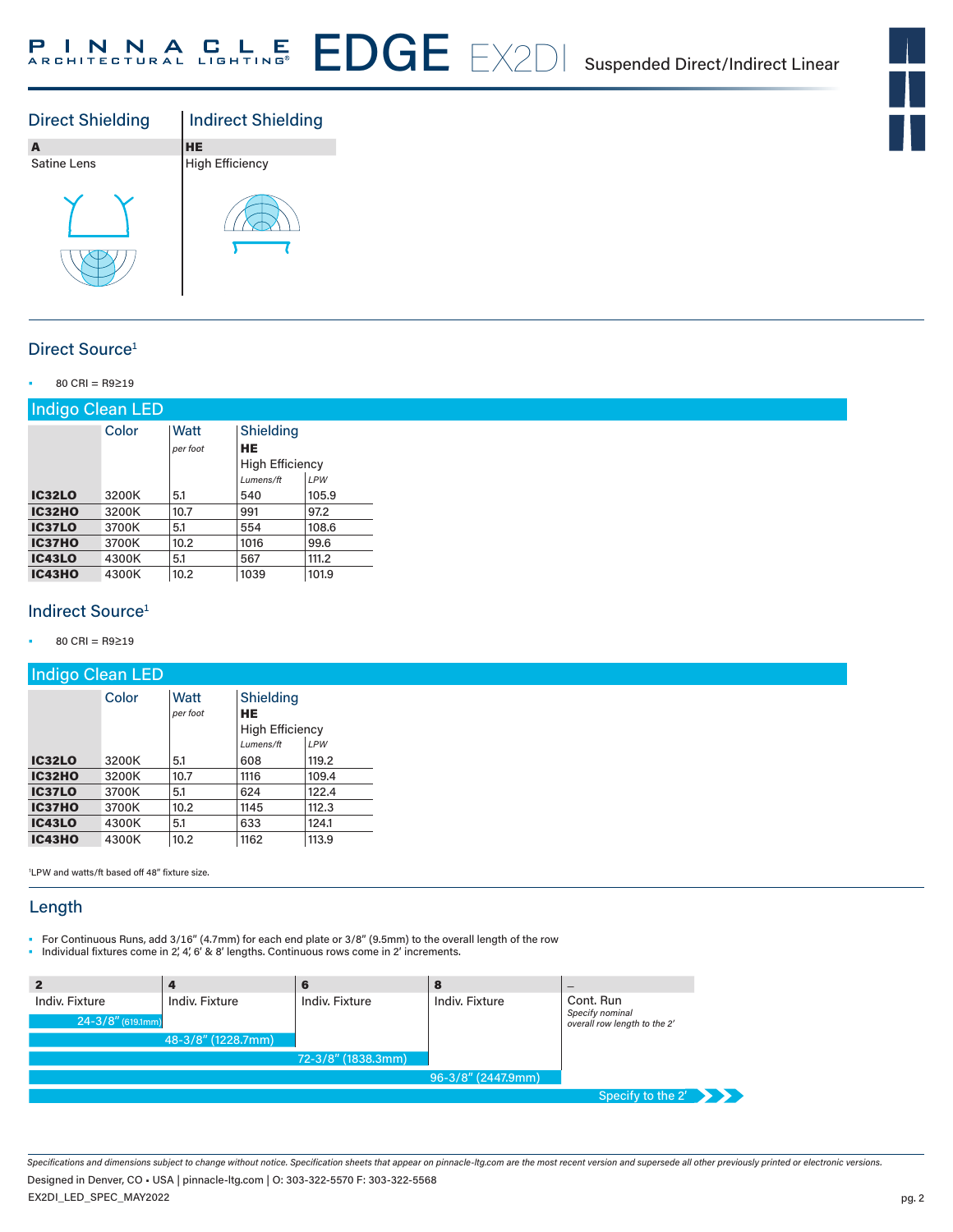# EDGE EX2DI Suspended Direct/Indirect Linear

## Direct Shielding

| A |
|---|
| Satine Lens |

## Indirect Shielding

| HE |
|---|
| High Efficiency |

## Direct Source[1]

- 80 CRI = R9≥19

### Indigo Clean LED

| | Color | Watt *per foot* | Shielding HE High Efficiency *Lumens/ft* | *LPW* |
|---|---|---|---|---|
| **IC32LO** | 3200K | 5.1 | 540 | 105.9 |
| **IC32HO** | 3200K | 10.7 | 991 | 97.2 |
| **IC37LO** | 3700K | 5.1 | 554 | 108.6 |
| **IC37HO** | 3700K | 10.2 | 1016 | 99.6 |
| **IC43LO** | 4300K | 5.1 | 567 | 111.2 |
| **IC43HO** | 4300K | 10.2 | 1039 | 101.9 |

## Indirect Source[1]

- 80 CRI = R9≥19

### Indigo Clean LED

| | Color | Watt *per foot* | Shielding HE High Efficiency *Lumens/ft* | *LPW* |
|---|---|---|---|---|
| **IC32LO** | 3200K | 5.1 | 608 | 119.2 |
| **IC32HO** | 3200K | 10.7 | 1116 | 109.4 |
| **IC37LO** | 3700K | 5.1 | 624 | 122.4 |
| **IC37HO** | 3700K | 10.2 | 1145 | 112.3 |
| **IC43LO** | 4300K | 5.1 | 633 | 124.1 |
| **IC43HO** | 4300K | 10.2 | 1162 | 113.9 |

[1]LPW and watts/ft based off 48" fixture size.

## Length

- For Continuous Runs, add 3/16" (4.7mm) for each end plate or 3/8" (9.5mm) to the overall length of the row
- Individual fixtures come in 2', 4', 6' & 8' lengths. Continuous rows come in 2' increments.

| 2 | 4 | 6 | 8 | – |
|---|---|---|---|---|
| Indiv. Fixture | Indiv. Fixture | Indiv. Fixture | Indiv. Fixture | Cont. Run *Specify nominal overall row length to the 2'* |
| 24-3/8" (619.1mm) | 48-3/8" (1228.7mm) | 72-3/8" (1838.3mm) | 96-3/8" (2447.9mm) | Specify to the 2' |

*Specifications and dimensions subject to change without notice. Specification sheets that appear on pinnacle-ltg.com are the most recent version and supersede all other previously printed or electronic versions.*

Designed in Denver, CO • USA | pinnacle-ltg.com | O: 303-322-5570 F: 303-322-5568

EX2DI_LED_SPEC_MAY2022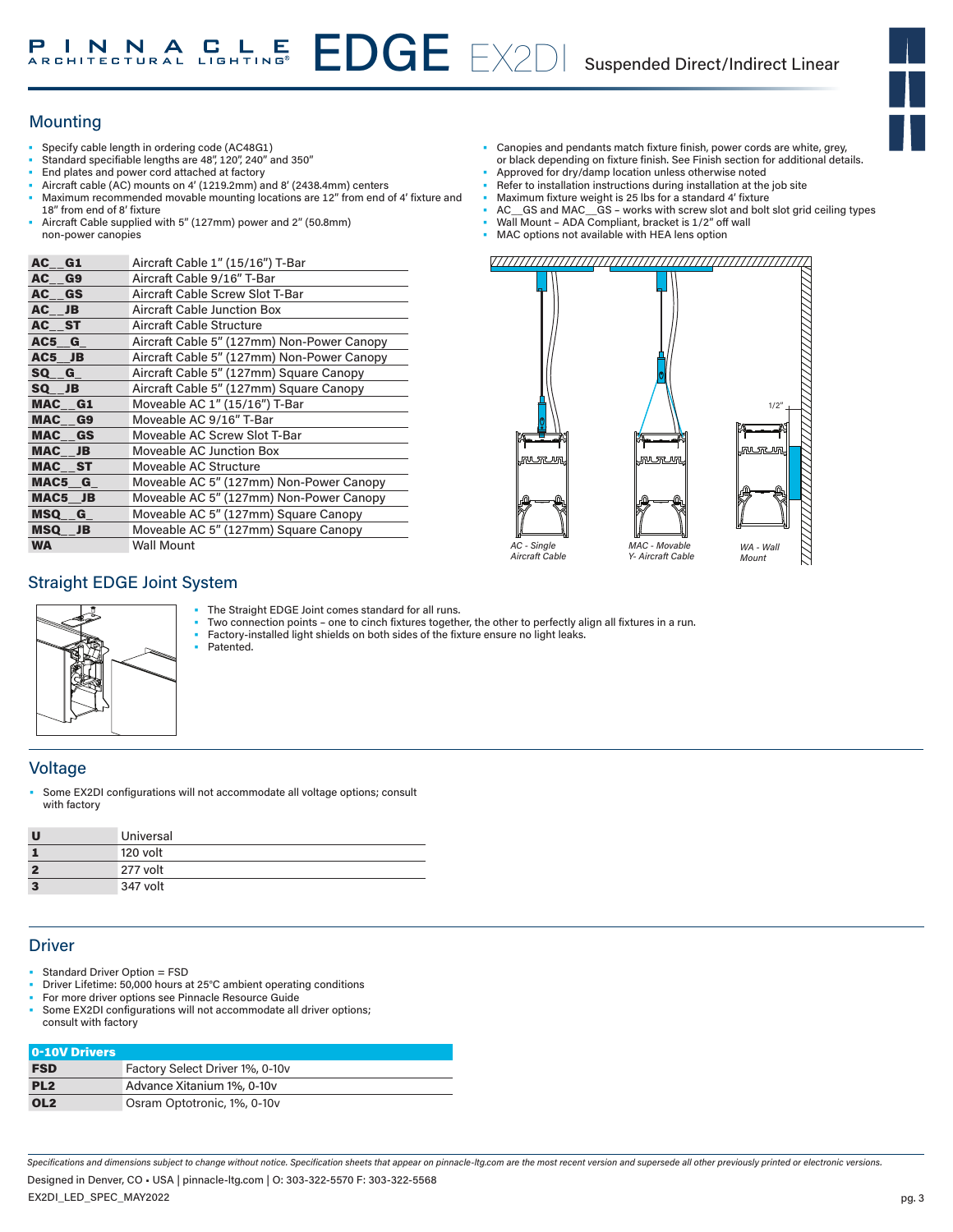## Mounting

- Specify cable length in ordering code (AC48G1)
- Standard specifiable lengths are 48", 120", 240" and 350"
- End plates and power cord attached at factory
- Aircraft cable (AC) mounts on 4' (1219.2mm) and 8' (2438.4mm) centers
- Maximum recommended movable mounting locations are 12" from end of 4' fixture and 18" from end of 8' fixture
- Aircraft Cable supplied with 5" (127mm) power and 2" (50.8mm) non-power canopies
- Canopies and pendants match fixture finish, power cords are white, grey, or black depending on fixture finish. See Finish section for additional details.
- Approved for dry/damp location unless otherwise noted
- Refer to installation instructions during installation at the job site
- Maximum fixture weight is 25 lbs for a standard 4' fixture
- AC__GS and MAC__GS – works with screw slot and bolt slot grid ceiling types
- Wall Mount – ADA Compliant, bracket is 1/2" off wall
- MAC options not available with HEA lens option

| Code | Description |
|---|---|
| **AC__G1** | Aircraft Cable 1" (15/16") T-Bar |
| **AC__G9** | Aircraft Cable 9/16" T-Bar |
| **AC__GS** | Aircraft Cable Screw Slot T-Bar |
| **AC__JB** | Aircraft Cable Junction Box |
| **AC__ST** | Aircraft Cable Structure |
| **AC5__G_** | Aircraft Cable 5" (127mm) Non-Power Canopy |
| **AC5__JB** | Aircraft Cable 5" (127mm) Non-Power Canopy |
| **SQ__G_** | Aircraft Cable 5" (127mm) Square Canopy |
| **SQ__JB** | Aircraft Cable 5" (127mm) Square Canopy |
| **MAC__G1** | Moveable AC 1" (15/16") T-Bar |
| **MAC__G9** | Moveable AC 9/16" T-Bar |
| **MAC__GS** | Moveable AC Screw Slot T-Bar |
| **MAC__JB** | Moveable AC Junction Box |
| **MAC__ST** | Moveable AC Structure |
| **MAC5__G_** | Moveable AC 5" (127mm) Non-Power Canopy |
| **MAC5__JB** | Moveable AC 5" (127mm) Non-Power Canopy |
| **MSQ__G_** | Moveable AC 5" (127mm) Square Canopy |
| **MSQ__JB** | Moveable AC 5" (127mm) Square Canopy |
| **WA** | Wall Mount |

1/2"

*AC - Single Aircraft Cable* | *MAC - Movable Y- Aircraft Cable* | *WA - Wall Mount*

## Straight EDGE Joint System

- The Straight EDGE Joint comes standard for all runs.
- Two connection points – one to cinch fixtures together, the other to perfectly align all fixtures in a run.
- Factory-installed light shields on both sides of the fixture ensure no light leaks.
- Patented.

## Voltage

- Some EX2DI configurations will not accommodate all voltage options; consult with factory

| Code | Voltage |
|---|---|
| **U** | Universal |
| **1** | 120 volt |
| **2** | 277 volt |
| **3** | 347 volt |

## Driver

- Standard Driver Option = FSD
- Driver Lifetime: 50,000 hours at 25°C ambient operating conditions
- For more driver options see Pinnacle Resource Guide
- Some EX2DI configurations will not accommodate all driver options; consult with factory

| **0-10V Drivers** | |
|---|---|
| **FSD** | Factory Select Driver 1%, 0-10v |
| **PL2** | Advance Xitanium 1%, 0-10v |
| **OL2** | Osram Optotronic, 1%, 0-10v |

*Specifications and dimensions subject to change without notice. Specification sheets that appear on pinnacle-ltg.com are the most recent version and supersede all other previously printed or electronic versions.*

Designed in Denver, CO • USA | pinnacle-ltg.com | O: 303-322-5570 F: 303-322-5568

EX2DI_LED_SPEC_MAY2022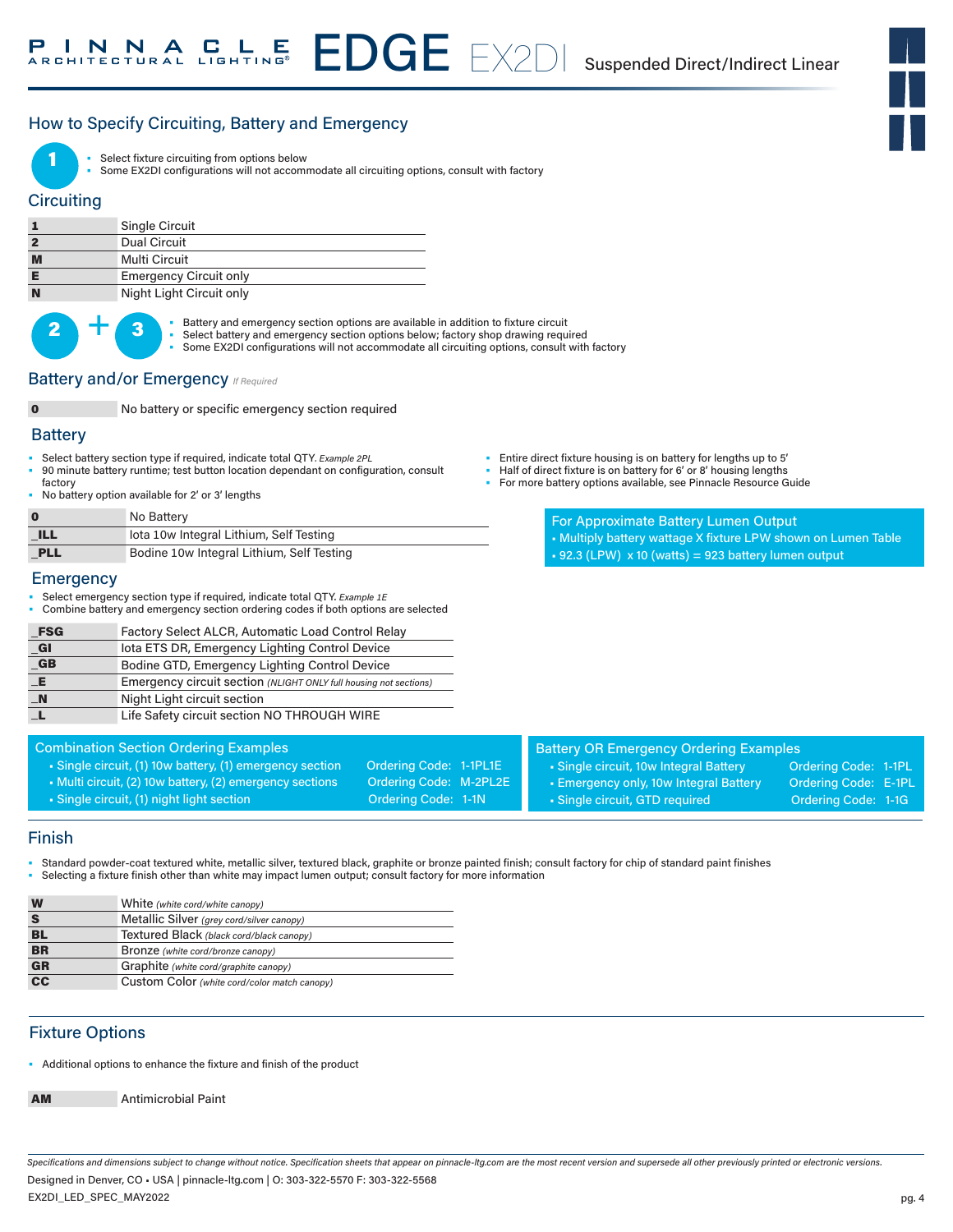## How to Specify Circuiting, Battery and Emergency

**1**

- Select fixture circuiting from options below
- Some EX2DI configurations will not accommodate all circuiting options, consult with factory

### Circuiting

| | |
|---|---|
| **1** | Single Circuit |
| **2** | Dual Circuit |
| **M** | Multi Circuit |
| **E** | Emergency Circuit only |
| **N** | Night Light Circuit only |

**2 + 3**

- Battery and emergency section options are available in addition to fixture circuit
- Select battery and emergency section options below; factory shop drawing required
- Some EX2DI configurations will not accommodate all circuiting options, consult with factory

### Battery and/or Emergency *If Required*

| | |
|---|---|
| **0** | No battery or specific emergency section required |

### Battery

- Select battery section type if required, indicate total QTY. *Example 2PL*
- 90 minute battery runtime; test button location dependant on configuration, consult factory
- No battery option available for 2' or 3' lengths
- Entire direct fixture housing is on battery for lengths up to 5'
- Half of direct fixture is on battery for 6' or 8' housing lengths
- For more battery options available, see Pinnacle Resource Guide

| | |
|---|---|
| **0** | No Battery |
| **_ILL** | Iota 10w Integral Lithium, Self Testing |
| **_PLL** | Bodine 10w Integral Lithium, Self Testing |

**For Approximate Battery Lumen Output**

- Multiply battery wattage X fixture LPW shown on Lumen Table
- 92.3 (LPW) x 10 (watts) = 923 battery lumen output

### Emergency

- Select emergency section type if required, indicate total QTY. *Example 1E*
- Combine battery and emergency section ordering codes if both options are selected

| | |
|---|---|
| **_FSG** | Factory Select ALCR, Automatic Load Control Relay |
| **_GI** | Iota ETS DR, Emergency Lighting Control Device |
| **_GB** | Bodine GTD, Emergency Lighting Control Device |
| **_E** | Emergency circuit section *(NLIGHT ONLY full housing not sections)* |
| **_N** | Night Light circuit section |
| **_L** | Life Safety circuit section NO THROUGH WIRE |

**Combination Section Ordering Examples**

| Example | Ordering Code |
|---|---|
| Single circuit, (1) 10w battery, (1) emergency section | Ordering Code: 1-1PL1E |
| Multi circuit, (2) 10w battery, (2) emergency sections | Ordering Code: M-2PL2E |
| Single circuit, (1) night light section | Ordering Code: 1-1N |

**Battery OR Emergency Ordering Examples**

| Example | Ordering Code |
|---|---|
| Single circuit, 10w Integral Battery | Ordering Code: 1-1PL |
| Emergency only, 10w Integral Battery | Ordering Code: E-1PL |
| Single circuit, GTD required | Ordering Code: 1-1G |

## Finish

- Standard powder-coat textured white, metallic silver, textured black, graphite or bronze painted finish; consult factory for chip of standard paint finishes
- Selecting a fixture finish other than white may impact lumen output; consult factory for more information

| | |
|---|---|
| **W** | White *(white cord/white canopy)* |
| **S** | Metallic Silver *(grey cord/silver canopy)* |
| **BL** | Textured Black *(black cord/black canopy)* |
| **BR** | Bronze *(white cord/bronze canopy)* |
| **GR** | Graphite *(white cord/graphite canopy)* |
| **CC** | Custom Color *(white cord/color match canopy)* |

## Fixture Options

- Additional options to enhance the fixture and finish of the product

| | |
|---|---|
| **AM** | Antimicrobial Paint |

*Specifications and dimensions subject to change without notice. Specification sheets that appear on pinnacle-ltg.com are the most recent version and supersede all other previously printed or electronic versions.*

Designed in Denver, CO • USA | pinnacle-ltg.com | O: 303-322-5570 F: 303-322-5568

EX2DI_LED_SPEC_MAY2022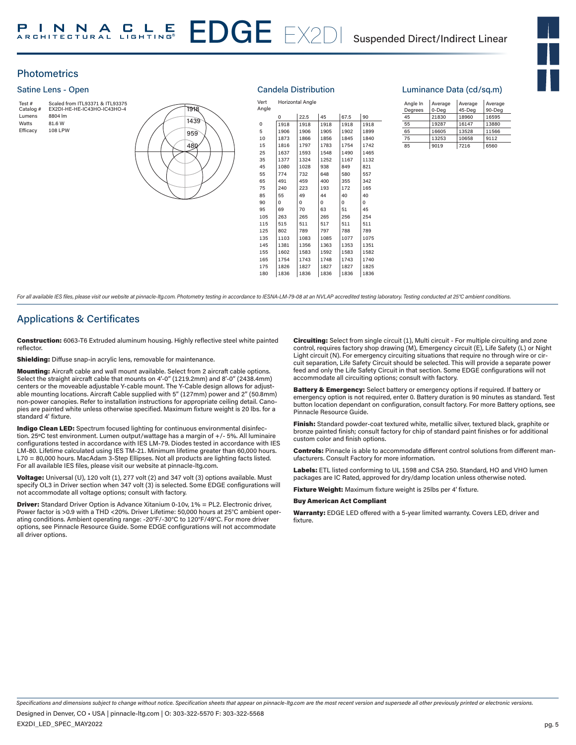# EDGE EX2DI Suspended Direct/Indirect Linear

## Photometrics

### Satine Lens - Open

| | |
|---|---|
| Test # | Scaled from ITL93371 & ITL93375 |
| Catalog # | EX2DI-HE-HE-IC43HO-IC43HO-4 |
| Lumens | 8804 lm |
| Watts | 81.6 W |
| Efficacy | 108 LPW |

1918
1439
959
480

### Candela Distribution

| Vert Angle | Horizontal Angle 0 | 22.5 | 45 | 67.5 | 90 |
|---|---|---|---|---|---|
| 0 | 1918 | 1918 | 1918 | 1918 | 1918 |
| 5 | 1906 | 1906 | 1905 | 1902 | 1899 |
| 10 | 1873 | 1866 | 1856 | 1845 | 1840 |
| 15 | 1816 | 1797 | 1783 | 1754 | 1742 |
| 25 | 1637 | 1593 | 1548 | 1490 | 1465 |
| 35 | 1377 | 1324 | 1252 | 1167 | 1132 |
| 45 | 1080 | 1028 | 938 | 849 | 821 |
| 55 | 774 | 732 | 648 | 580 | 557 |
| 65 | 491 | 459 | 400 | 355 | 342 |
| 75 | 240 | 223 | 193 | 172 | 165 |
| 85 | 55 | 49 | 44 | 40 | 40 |
| 90 | 0 | 0 | 0 | 0 | 0 |
| 95 | 69 | 70 | 63 | 51 | 45 |
| 105 | 263 | 265 | 265 | 256 | 254 |
| 115 | 515 | 511 | 517 | 511 | 511 |
| 125 | 802 | 789 | 797 | 788 | 789 |
| 135 | 1103 | 1083 | 1085 | 1077 | 1075 |
| 145 | 1381 | 1356 | 1363 | 1353 | 1351 |
| 155 | 1602 | 1583 | 1592 | 1583 | 1582 |
| 165 | 1754 | 1743 | 1748 | 1743 | 1740 |
| 175 | 1826 | 1827 | 1827 | 1827 | 1825 |
| 180 | 1836 | 1836 | 1836 | 1836 | 1836 |

### Luminance Data (cd/sq.m)

| Angle In Degrees | Average 0-Deg | Average 45-Deg | Average 90-Deg |
|---|---|---|---|
| 45 | 21830 | 18960 | 16595 |
| 55 | 19287 | 16147 | 13880 |
| 65 | 16605 | 13528 | 11566 |
| 75 | 13253 | 10658 | 9112 |
| 85 | 9019 | 7216 | 6560 |

*For all available IES files, please visit our website at pinnacle-ltg.com. Photometry testing in accordance to IESNA-LM-79-08 at an NVLAP accredited testing laboratory. Testing conducted at 25°C ambient conditions.*

## Applications & Certificates

**Construction:** 6063-T6 Extruded aluminum housing. Highly reflective steel white painted reflector.

**Shielding:** Diffuse snap-in acrylic lens, removable for maintenance.

**Mounting:** Aircraft cable and wall mount available. Select from 2 aircraft cable options. Select the straight aircraft cable that mounts on 4'-0" (1219.2mm) and 8'-0" (2438.4mm) centers or the moveable adjustable Y-cable mount. The Y-Cable design allows for adjustable mounting locations. Aircraft Cable supplied with 5" (127mm) power and 2" (50.8mm) non-power canopies. Refer to installation instructions for appropriate ceiling detail. Canopies are painted white unless otherwise specified. Maximum fixture weight is 20 lbs. for a standard 4' fixture.

**Indigo Clean LED:** Spectrum focused lighting for continuous environmental disinfection. 25ºC test environment. Lumen output/wattage has a margin of +/- 5%. All luminaire configurations tested in accordance with IES LM-79. Diodes tested in accordance with IES LM-80. Lifetime calculated using IES TM-21. Minimum lifetime greater than 60,000 hours. L70 = 80,000 hours. MacAdam 3-Step Ellipses. Not all products are lighting facts listed. For all available IES files, please visit our website at pinnacle-ltg.com.

**Voltage:** Universal (U), 120 volt (1), 277 volt (2) and 347 volt (3) options available. Must specify OL3 in Driver section when 347 volt (3) is selected. Some EDGE configurations will not accommodate all voltage options; consult with factory.

**Driver:** Standard Driver Option is Advance Xitanium 0-10v, 1% = PL2. Electronic driver, Power factor is >0.9 with a THD <20%. Driver Lifetime: 50,000 hours at 25°C ambient operating conditions. Ambient operating range: -20°F/-30°C to 120°F/49°C. For more driver options, see Pinnacle Resource Guide. Some EDGE configurations will not accommodate all driver options.

**Circuiting:** Select from single circuit (1), Multi circuit - For multiple circuiting and zone control, requires factory shop drawing (M), Emergency circuit (E), Life Safety (L) or Night Light circuit (N). For emergency circuiting situations that require no through wire or circuit separation, Life Safety Circuit should be selected. This will provide a separate power feed and only the Life Safety Circuit in that section. Some EDGE configurations will not accommodate all circuiting options; consult with factory.

**Battery & Emergency:** Select battery or emergency options if required. If battery or emergency option is not required, enter 0. Battery duration is 90 minutes as standard. Test button location dependant on configuration, consult factory. For more Battery options, see Pinnacle Resource Guide.

**Finish:** Standard powder-coat textured white, metallic silver, textured black, graphite or bronze painted finish; consult factory for chip of standard paint finishes or for additional custom color and finish options.

**Controls:** Pinnacle is able to accommodate different control solutions from different manufacturers. Consult Factory for more information.

**Labels:** ETL listed conforming to UL 1598 and CSA 250. Standard, HO and VHO lumen packages are IC Rated, approved for dry/damp location unless otherwise noted.

**Fixture Weight:** Maximum fixture weight is 25lbs per 4' fixture.

**Buy American Act Compliant**

**Warranty:** EDGE LED offered with a 5-year limited warranty. Covers LED, driver and fixture.

*Specifications and dimensions subject to change without notice. Specification sheets that appear on pinnacle-ltg.com are the most recent version and supersede all other previously printed or electronic versions.*

Designed in Denver, CO • USA | pinnacle-ltg.com | O: 303-322-5570 F: 303-322-5568

EX2DI_LED_SPEC_MAY2022